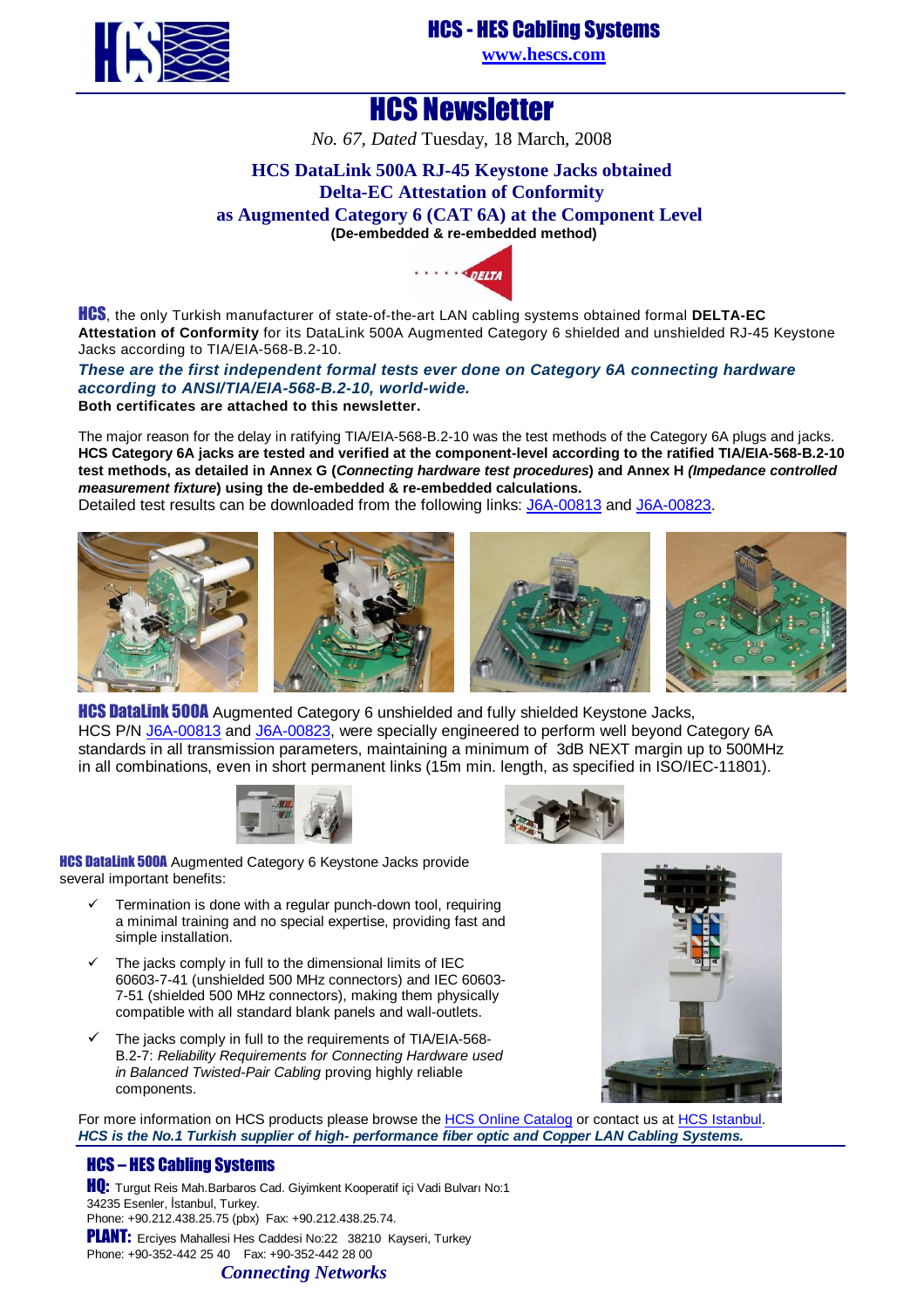# HCS - HES Cabling Systems

www.hescs.com

# HCS Newsletter

*No. 67, Dated* Tuesday, 18 March, 2008

## HCS DataLink 500A RJ-45 Keystone Jacks obtained Delta-EC Attestation of Conformity as Augmented Category 6 (CAT 6A) at the Component Level

**(De-embedded & re-embedded method)**

**HCS**, the only Turkish manufacturer of state-of-the-art LAN cabling systems obtained formal **DELTA-EC Attestation of Conformity** for its DataLink 500A Augmented Category 6 shielded and unshielded RJ-45 Keystone Jacks according to TIA/EIA-568-B.2-10.

***These are the first independent formal tests ever done on Category 6A connecting hardware according to ANSI/TIA/EIA-568-B.2-10, world-wide.***

**Both certificates are attached to this newsletter.**

The major reason for the delay in ratifying TIA/EIA-568-B.2-10 was the test methods of the Category 6A plugs and jacks. **HCS Category 6A jacks are tested and verified at the component-level according to the ratified TIA/EIA-568-B.2-10 test methods, as detailed in Annex G (*Connecting hardware test procedures*) and Annex H *(Impedance controlled measurement fixture*) using the de-embedded & re-embedded calculations.**

Detailed test results can be downloaded from the following links: J6A-00813 and J6A-00823.

**HCS DataLink 500A** Augmented Category 6 unshielded and fully shielded Keystone Jacks, HCS P/N J6A-00813 and J6A-00823, were specially engineered to perform well beyond Category 6A standards in all transmission parameters, maintaining a minimum of 3dB NEXT margin up to 500MHz in all combinations, even in short permanent links (15m min. length, as specified in ISO/IEC-11801).

**HCS DataLink 500A** Augmented Category 6 Keystone Jacks provide several important benefits:

- ✓ Termination is done with a regular punch-down tool, requiring a minimal training and no special expertise, providing fast and simple installation.
- ✓ The jacks comply in full to the dimensional limits of IEC 60603-7-41 (unshielded 500 MHz connectors) and IEC 60603-7-51 (shielded 500 MHz connectors), making them physically compatible with all standard blank panels and wall-outlets.
- ✓ The jacks comply in full to the requirements of TIA/EIA-568-B.2-7: *Reliability Requirements for Connecting Hardware used in Balanced Twisted-Pair Cabling* proving highly reliable components.

For more information on HCS products please browse the HCS Online Catalog or contact us at HCS Istanbul.

***HCS is the No.1 Turkish supplier of high- performance fiber optic and Copper LAN Cabling Systems.***

## HCS – HES Cabling Systems

**HQ:** Turgut Reis Mah.Barbaros Cad. Giyimkent Kooperatif içi Vadi Bulvarı No:1 34235 Esenler, İstanbul, Turkey.
Phone: +90.212.438.25.75 (pbx) Fax: +90.212.438.25.74.

**PLANT:** Erciyes Mahallesi Hes Caddesi No:22 38210 Kayseri, Turkey
Phone: +90-352-442 25 40 Fax: +90-352-442 28 00

*Connecting Networks*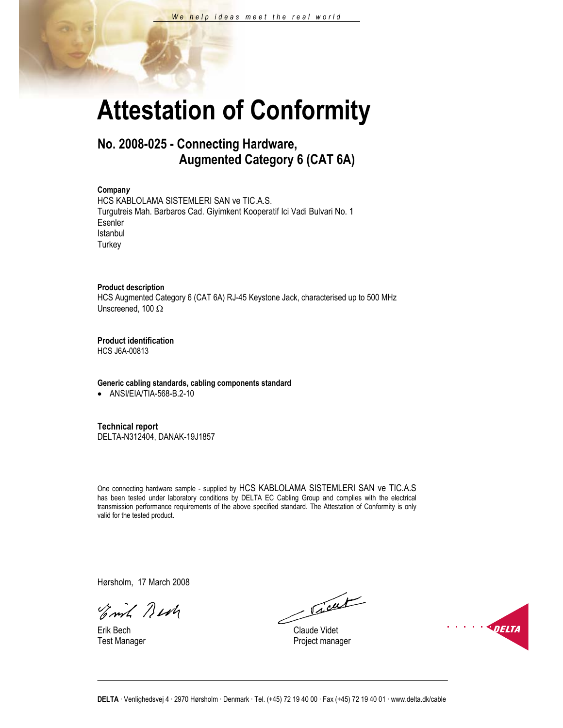*We help ideas meet the real world*

# Attestation of Conformity

## No. 2008-025 - Connecting Hardware, Augmented Category 6 (CAT 6A)

**Company**
HCS KABLOLAMA SISTEMLERI SAN ve TIC.A.S.
Turgutreis Mah. Barbaros Cad. Giyimkent Kooperatif Ici Vadi Bulvari No. 1
Esenler
Istanbul
Turkey

**Product description**
HCS Augmented Category 6 (CAT 6A) RJ-45 Keystone Jack, characterised up to 500 MHz
Unscreened, 100 Ω

**Product identification**
HCS J6A-00813

**Generic cabling standards, cabling components standard**

- ANSI/EIA/TIA-568-B.2-10

**Technical report**
DELTA-N312404, DANAK-19J1857

One connecting hardware sample - supplied by HCS KABLOLAMA SISTEMLERI SAN ve TIC.A.S has been tested under laboratory conditions by DELTA EC Cabling Group and complies with the electrical transmission performance requirements of the above specified standard. The Attestation of Conformity is only valid for the tested product.

Hørsholm, 17 March 2008

Erik Bech
Test Manager

Claude Videt
Project manager

DELTA

**DELTA** · Venlighedsvej 4 · 2970 Hørsholm · Denmark · Tel. (+45) 72 19 40 00 · Fax (+45) 72 19 40 01 · www.delta.dk/cable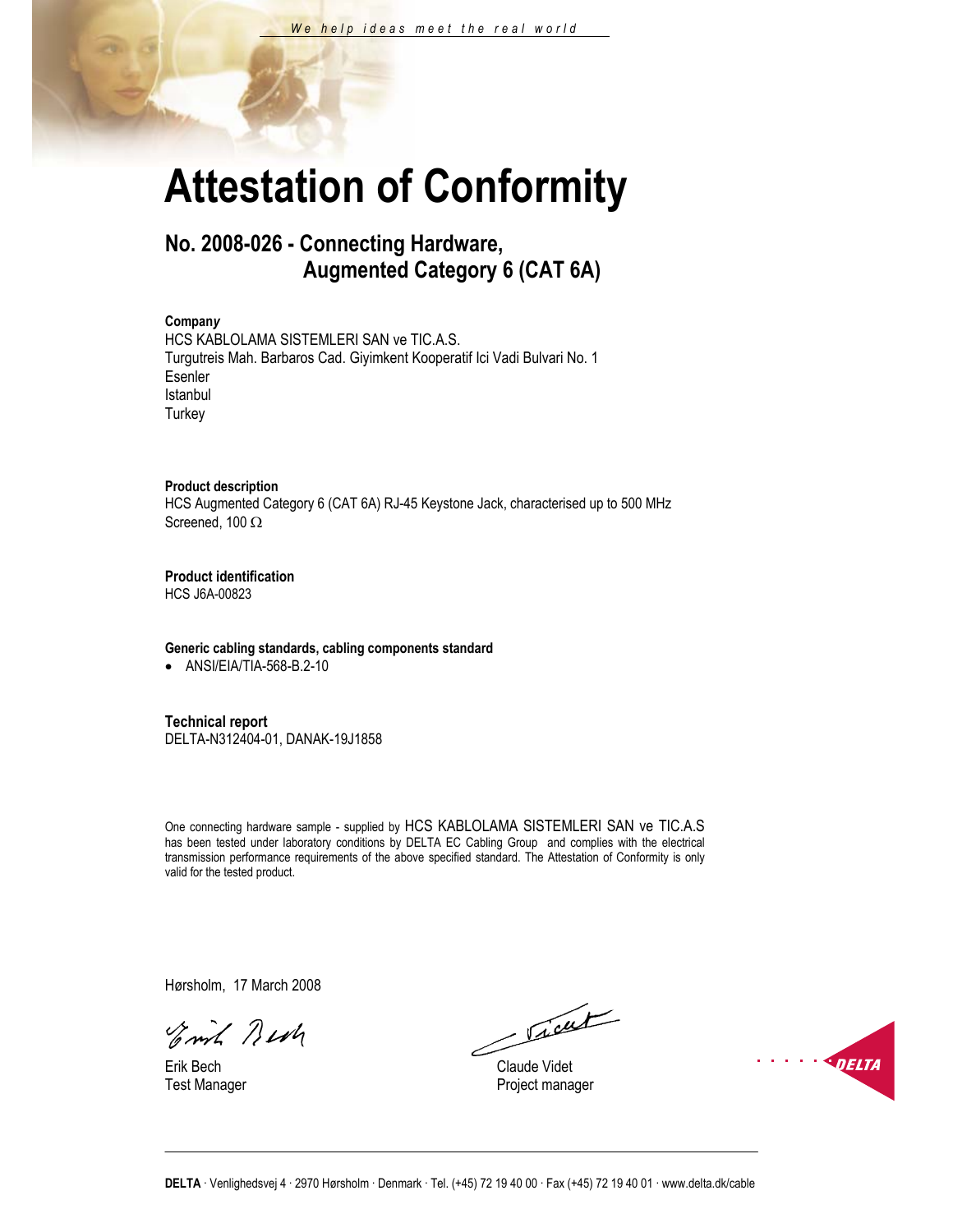*We help ideas meet the real world*

# Attestation of Conformity

## No. 2008-026 - Connecting Hardware, Augmented Category 6 (CAT 6A)

**Company**
HCS KABLOLAMA SISTEMLERI SAN ve TIC.A.S.
Turgutreis Mah. Barbaros Cad. Giyimkent Kooperatif Ici Vadi Bulvari No. 1
Esenler
Istanbul
Turkey

**Product description**
HCS Augmented Category 6 (CAT 6A) RJ-45 Keystone Jack, characterised up to 500 MHz
Screened, 100 Ω

**Product identification**
HCS J6A-00823

**Generic cabling standards, cabling components standard**

- ANSI/EIA/TIA-568-B.2-10

**Technical report**
DELTA-N312404-01, DANAK-19J1858

One connecting hardware sample - supplied by HCS KABLOLAMA SISTEMLERI SAN ve TIC.A.S has been tested under laboratory conditions by DELTA EC Cabling Group and complies with the electrical transmission performance requirements of the above specified standard. The Attestation of Conformity is only valid for the tested product.

Hørsholm, 17 March 2008

Erik Bech
Test Manager

Claude Videt
Project manager

DELTA

**DELTA** · Venlighedsvej 4 · 2970 Hørsholm · Denmark · Tel. (+45) 72 19 40 00 · Fax (+45) 72 19 40 01 · www.delta.dk/cable